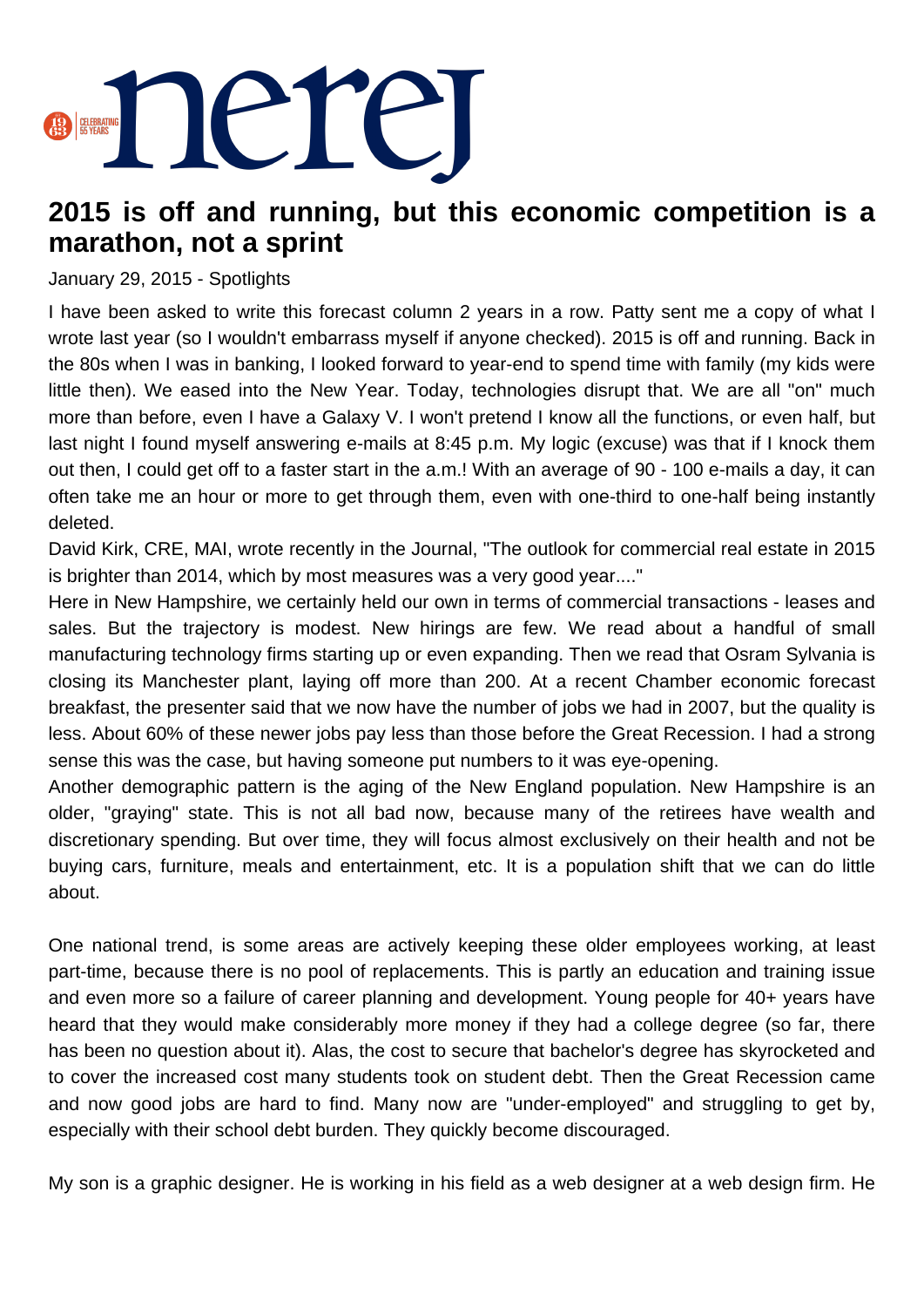# 2015 is off and running, but this economic competition is a marathon, not a sprint

January 29, 2015 - Spotlights

I have been asked to write this forecast column 2 years in a row. Patty sent me a copy of what I wrote last year (so I wouldn't embarrass myself if anyone checked). 2015 is off and running. Back in the 80s when I was in banking, I looked forward to year-end to spend time with family (my kids were little then). We eased into the New Year. Today, technologies disrupt that. We are all "on" much more than before, even I have a Galaxy V. I won't pretend I know all the functions, or even half, but last night I found myself answering e-mails at 8:45 p.m. My logic (excuse) was that if I knock them out then, I could get off to a faster start in the a.m.! With an average of 90 - 100 e-mails a day, it can often take me an hour or more to get through them, even with one-third to one-half being instantly deleted.

David Kirk, CRE, MAI, wrote recently in the Journal, "The outlook for commercial real estate in 2015 is brighter than 2014, which by most measures was a very good year...."

Here in New Hampshire, we certainly held our own in terms of commercial transactions - leases and sales. But the trajectory is modest. New hirings are few. We read about a handful of small manufacturing technology firms starting up or even expanding. Then we read that Osram Sylvania is closing its Manchester plant, laying off more than 200. At a recent Chamber economic forecast breakfast, the presenter said that we now have the number of jobs we had in 2007, but the quality is less. About 60% of these newer jobs pay less than those before the Great Recession. I had a strong sense this was the case, but having someone put numbers to it was eye-opening.

Another demographic pattern is the aging of the New England population. New Hampshire is an older, "graying" state. This is not all bad now, because many of the retirees have wealth and discretionary spending. But over time, they will focus almost exclusively on their health and not be buying cars, furniture, meals and entertainment, etc. It is a population shift that we can do little about.

One national trend, is some areas are actively keeping these older employees working, at least part-time, because there is no pool of replacements. This is partly an education and training issue and even more so a failure of career planning and development. Young people for 40+ years have heard that they would make considerably more money if they had a college degree (so far, there has been no question about it). Alas, the cost to secure that bachelor's degree has skyrocketed and to cover the increased cost many students took on student debt. Then the Great Recession came and now good jobs are hard to find. Many now are "under-employed" and struggling to get by, especially with their school debt burden. They quickly become discouraged.

My son is a graphic designer. He is working in his field as a web designer at a web design firm. He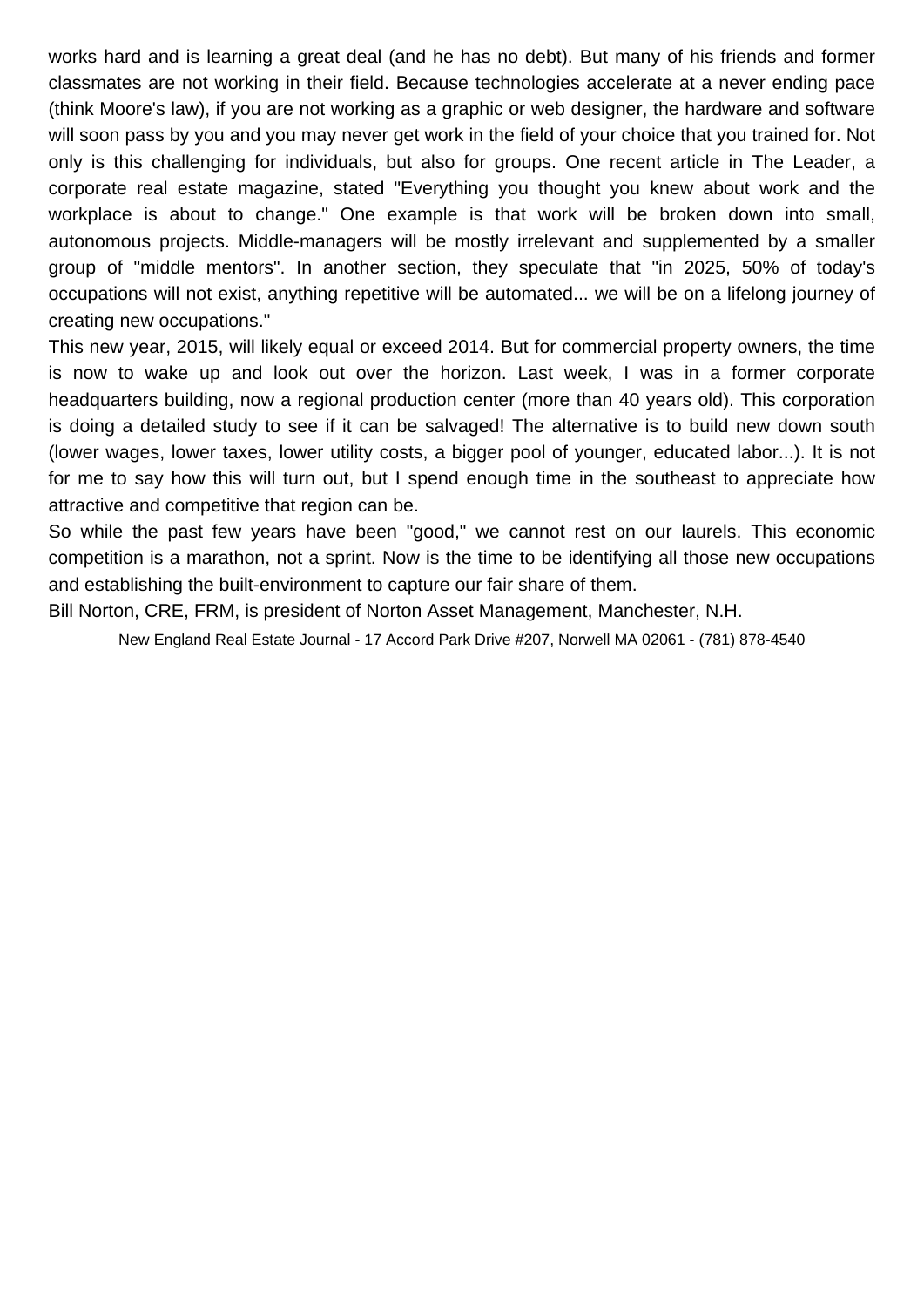works hard and is learning a great deal (and he has no debt). But many of his friends and former classmates are not working in their field. Because technologies accelerate at a never ending pace (think Moore's law), if you are not working as a graphic or web designer, the hardware and software will soon pass by you and you may never get work in the field of your choice that you trained for. Not only is this challenging for individuals, but also for groups. One recent article in The Leader, a corporate real estate magazine, stated "Everything you thought you knew about work and the workplace is about to change." One example is that work will be broken down into small, autonomous projects. Middle-managers will be mostly irrelevant and supplemented by a smaller group of "middle mentors". In another section, they speculate that "in 2025, 50% of today's occupations will not exist, anything repetitive will be automated... we will be on a lifelong journey of creating new occupations."

This new year, 2015, will likely equal or exceed 2014. But for commercial property owners, the time is now to wake up and look out over the horizon. Last week, I was in a former corporate headquarters building, now a regional production center (more than 40 years old). This corporation is doing a detailed study to see if it can be salvaged! The alternative is to build new down south (lower wages, lower taxes, lower utility costs, a bigger pool of younger, educated labor...). It is not for me to say how this will turn out, but I spend enough time in the southeast to appreciate how attractive and competitive that region can be.

So while the past few years have been "good," we cannot rest on our laurels. This economic competition is a marathon, not a sprint. Now is the time to be identifying all those new occupations and establishing the built-environment to capture our fair share of them.

Bill Norton, CRE, FRM, is president of Norton Asset Management, Manchester, N.H.